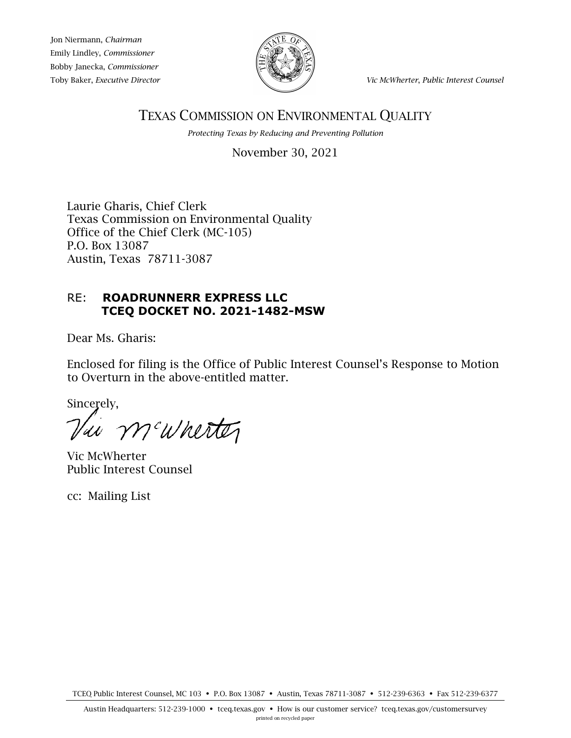Jon Niermann, *Chairman*
Emily Lindley, *Commissioner*
Bobby Janecka, *Commissioner*
Toby Baker, *Executive Director*

*Vic McWherter, Public Interest Counsel*

# TEXAS COMMISSION ON ENVIRONMENTAL QUALITY

*Protecting Texas by Reducing and Preventing Pollution*

November 30, 2021

Laurie Gharis, Chief Clerk
Texas Commission on Environmental Quality
Office of the Chief Clerk (MC-105)
P.O. Box 13087
Austin, Texas 78711-3087

RE: **ROADRUNNERR EXPRESS LLC**
**TCEQ DOCKET NO. 2021-1482-MSW**

Dear Ms. Gharis:

Enclosed for filing is the Office of Public Interest Counsel's Response to Motion to Overturn in the above-entitled matter.

Sincerely,

Vic McWherter
Public Interest Counsel

cc: Mailing List

TCEQ Public Interest Counsel, MC 103 • P.O. Box 13087 • Austin, Texas 78711-3087 • 512-239-6363 • Fax 512-239-6377

Austin Headquarters: 512-239-1000 • tceq.texas.gov • How is our customer service? tceq.texas.gov/customersurvey
printed on recycled paper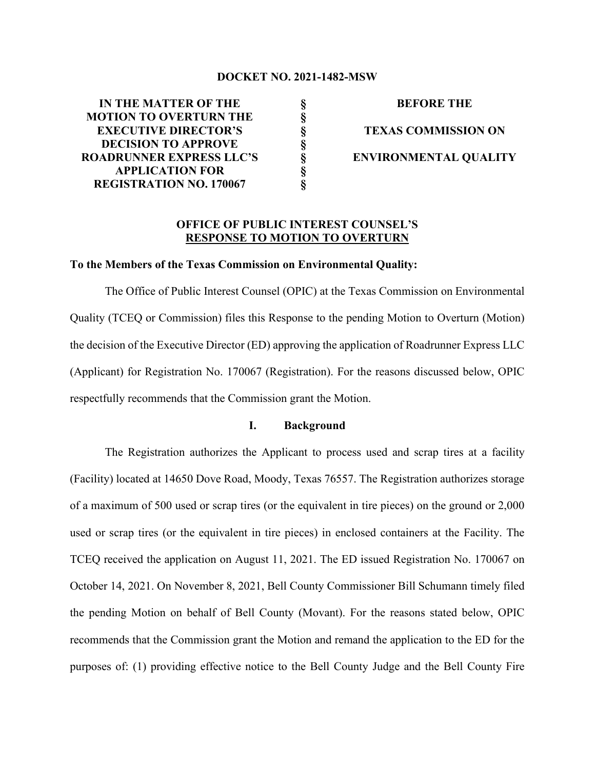**DOCKET NO. 2021-1482-MSW**

| | | |
|---|---|---|
| **IN THE MATTER OF THE MOTION TO OVERTURN THE EXECUTIVE DIRECTOR'S DECISION TO APPROVE ROADRUNNER EXPRESS LLC'S APPLICATION FOR REGISTRATION NO. 170067** | § § § § § § § | **BEFORE THE TEXAS COMMISSION ON ENVIRONMENTAL QUALITY** |

## OFFICE OF PUBLIC INTEREST COUNSEL'S RESPONSE TO MOTION TO OVERTURN

**To the Members of the Texas Commission on Environmental Quality:**

The Office of Public Interest Counsel (OPIC) at the Texas Commission on Environmental Quality (TCEQ or Commission) files this Response to the pending Motion to Overturn (Motion) the decision of the Executive Director (ED) approving the application of Roadrunner Express LLC (Applicant) for Registration No. 170067 (Registration). For the reasons discussed below, OPIC respectfully recommends that the Commission grant the Motion.

### I. Background

The Registration authorizes the Applicant to process used and scrap tires at a facility (Facility) located at 14650 Dove Road, Moody, Texas 76557. The Registration authorizes storage of a maximum of 500 used or scrap tires (or the equivalent in tire pieces) on the ground or 2,000 used or scrap tires (or the equivalent in tire pieces) in enclosed containers at the Facility. The TCEQ received the application on August 11, 2021. The ED issued Registration No. 170067 on October 14, 2021. On November 8, 2021, Bell County Commissioner Bill Schumann timely filed the pending Motion on behalf of Bell County (Movant). For the reasons stated below, OPIC recommends that the Commission grant the Motion and remand the application to the ED for the purposes of: (1) providing effective notice to the Bell County Judge and the Bell County Fire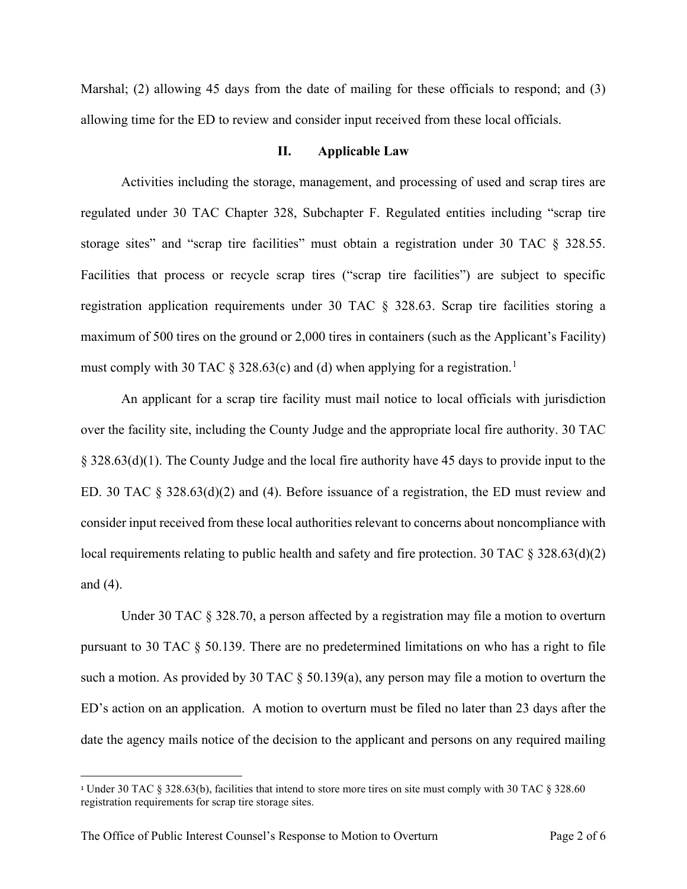Marshal; (2) allowing 45 days from the date of mailing for these officials to respond; and (3) allowing time for the ED to review and consider input received from these local officials.

## II. Applicable Law

Activities including the storage, management, and processing of used and scrap tires are regulated under 30 TAC Chapter 328, Subchapter F. Regulated entities including "scrap tire storage sites" and "scrap tire facilities" must obtain a registration under 30 TAC § 328.55. Facilities that process or recycle scrap tires ("scrap tire facilities") are subject to specific registration application requirements under 30 TAC § 328.63. Scrap tire facilities storing a maximum of 500 tires on the ground or 2,000 tires in containers (such as the Applicant's Facility) must comply with 30 TAC § 328.63(c) and (d) when applying for a registration.[1]

An applicant for a scrap tire facility must mail notice to local officials with jurisdiction over the facility site, including the County Judge and the appropriate local fire authority. 30 TAC § 328.63(d)(1). The County Judge and the local fire authority have 45 days to provide input to the ED. 30 TAC § 328.63(d)(2) and (4). Before issuance of a registration, the ED must review and consider input received from these local authorities relevant to concerns about noncompliance with local requirements relating to public health and safety and fire protection. 30 TAC § 328.63(d)(2) and (4).

Under 30 TAC § 328.70, a person affected by a registration may file a motion to overturn pursuant to 30 TAC § 50.139. There are no predetermined limitations on who has a right to file such a motion. As provided by 30 TAC § 50.139(a), any person may file a motion to overturn the ED's action on an application. A motion to overturn must be filed no later than 23 days after the date the agency mails notice of the decision to the applicant and persons on any required mailing

---

[1] Under 30 TAC § 328.63(b), facilities that intend to store more tires on site must comply with 30 TAC § 328.60 registration requirements for scrap tire storage sites.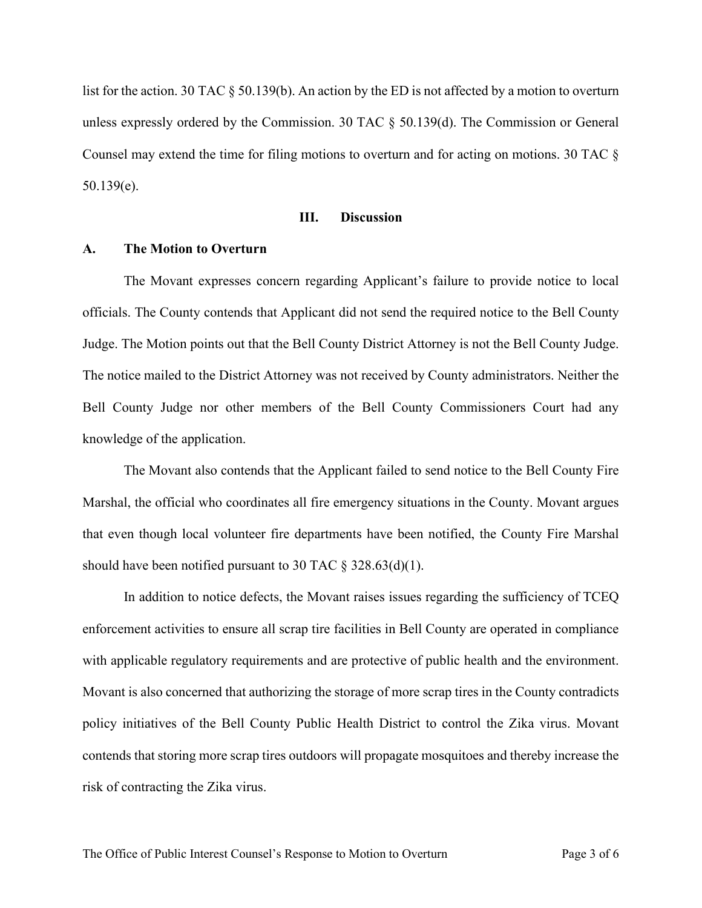list for the action. 30 TAC § 50.139(b). An action by the ED is not affected by a motion to overturn unless expressly ordered by the Commission. 30 TAC § 50.139(d). The Commission or General Counsel may extend the time for filing motions to overturn and for acting on motions. 30 TAC § 50.139(e).

## III. Discussion

### A. The Motion to Overturn

The Movant expresses concern regarding Applicant's failure to provide notice to local officials. The County contends that Applicant did not send the required notice to the Bell County Judge. The Motion points out that the Bell County District Attorney is not the Bell County Judge. The notice mailed to the District Attorney was not received by County administrators. Neither the Bell County Judge nor other members of the Bell County Commissioners Court had any knowledge of the application.

The Movant also contends that the Applicant failed to send notice to the Bell County Fire Marshal, the official who coordinates all fire emergency situations in the County. Movant argues that even though local volunteer fire departments have been notified, the County Fire Marshal should have been notified pursuant to 30 TAC § 328.63(d)(1).

In addition to notice defects, the Movant raises issues regarding the sufficiency of TCEQ enforcement activities to ensure all scrap tire facilities in Bell County are operated in compliance with applicable regulatory requirements and are protective of public health and the environment. Movant is also concerned that authorizing the storage of more scrap tires in the County contradicts policy initiatives of the Bell County Public Health District to control the Zika virus. Movant contends that storing more scrap tires outdoors will propagate mosquitoes and thereby increase the risk of contracting the Zika virus.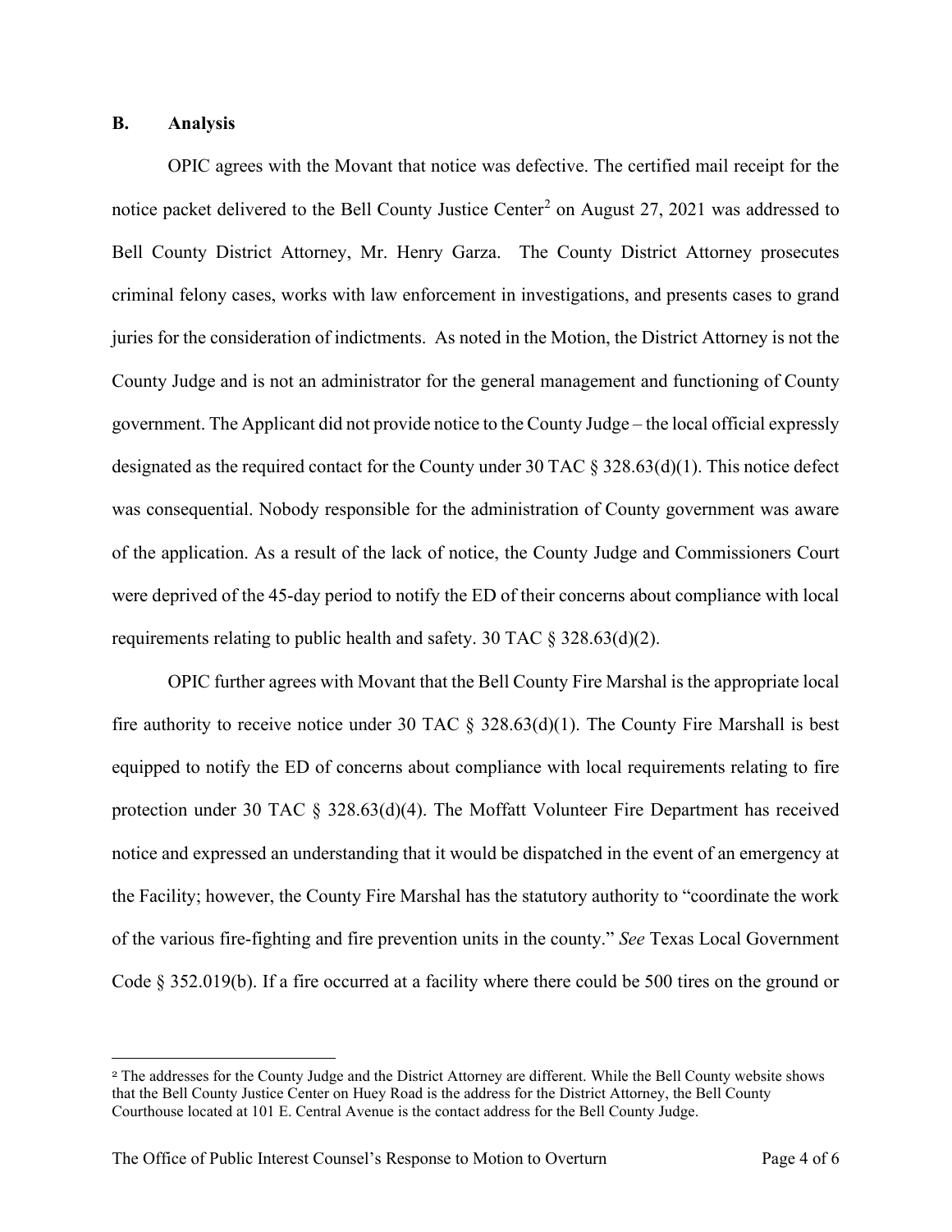## B. Analysis

OPIC agrees with the Movant that notice was defective. The certified mail receipt for the notice packet delivered to the Bell County Justice Center[2] on August 27, 2021 was addressed to Bell County District Attorney, Mr. Henry Garza. The County District Attorney prosecutes criminal felony cases, works with law enforcement in investigations, and presents cases to grand juries for the consideration of indictments. As noted in the Motion, the District Attorney is not the County Judge and is not an administrator for the general management and functioning of County government. The Applicant did not provide notice to the County Judge – the local official expressly designated as the required contact for the County under 30 TAC § 328.63(d)(1). This notice defect was consequential. Nobody responsible for the administration of County government was aware of the application. As a result of the lack of notice, the County Judge and Commissioners Court were deprived of the 45-day period to notify the ED of their concerns about compliance with local requirements relating to public health and safety. 30 TAC § 328.63(d)(2).

OPIC further agrees with Movant that the Bell County Fire Marshal is the appropriate local fire authority to receive notice under 30 TAC § 328.63(d)(1). The County Fire Marshall is best equipped to notify the ED of concerns about compliance with local requirements relating to fire protection under 30 TAC § 328.63(d)(4). The Moffatt Volunteer Fire Department has received notice and expressed an understanding that it would be dispatched in the event of an emergency at the Facility; however, the County Fire Marshal has the statutory authority to "coordinate the work of the various fire-fighting and fire prevention units in the county." *See* Texas Local Government Code § 352.019(b). If a fire occurred at a facility where there could be 500 tires on the ground or

[2] The addresses for the County Judge and the District Attorney are different. While the Bell County website shows that the Bell County Justice Center on Huey Road is the address for the District Attorney, the Bell County Courthouse located at 101 E. Central Avenue is the contact address for the Bell County Judge.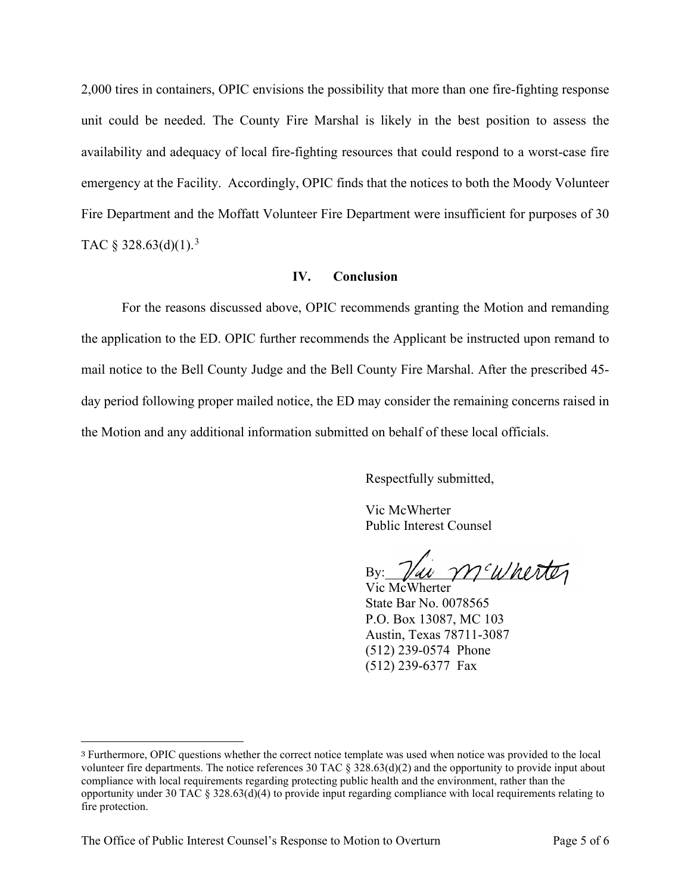2,000 tires in containers, OPIC envisions the possibility that more than one fire-fighting response unit could be needed. The County Fire Marshal is likely in the best position to assess the availability and adequacy of local fire-fighting resources that could respond to a worst-case fire emergency at the Facility. Accordingly, OPIC finds that the notices to both the Moody Volunteer Fire Department and the Moffatt Volunteer Fire Department were insufficient for purposes of 30 TAC § 328.63(d)(1).[3]

## IV. Conclusion

For the reasons discussed above, OPIC recommends granting the Motion and remanding the application to the ED. OPIC further recommends the Applicant be instructed upon remand to mail notice to the Bell County Judge and the Bell County Fire Marshal. After the prescribed 45-day period following proper mailed notice, the ED may consider the remaining concerns raised in the Motion and any additional information submitted on behalf of these local officials.

Respectfully submitted,

Vic McWherter
Public Interest Counsel

By: Vic McWherter
Vic McWherter
State Bar No. 0078565
P.O. Box 13087, MC 103
Austin, Texas 78711-3087
(512) 239-0574 Phone
(512) 239-6377 Fax

---

[3] Furthermore, OPIC questions whether the correct notice template was used when notice was provided to the local volunteer fire departments. The notice references 30 TAC § 328.63(d)(2) and the opportunity to provide input about compliance with local requirements regarding protecting public health and the environment, rather than the opportunity under 30 TAC § 328.63(d)(4) to provide input regarding compliance with local requirements relating to fire protection.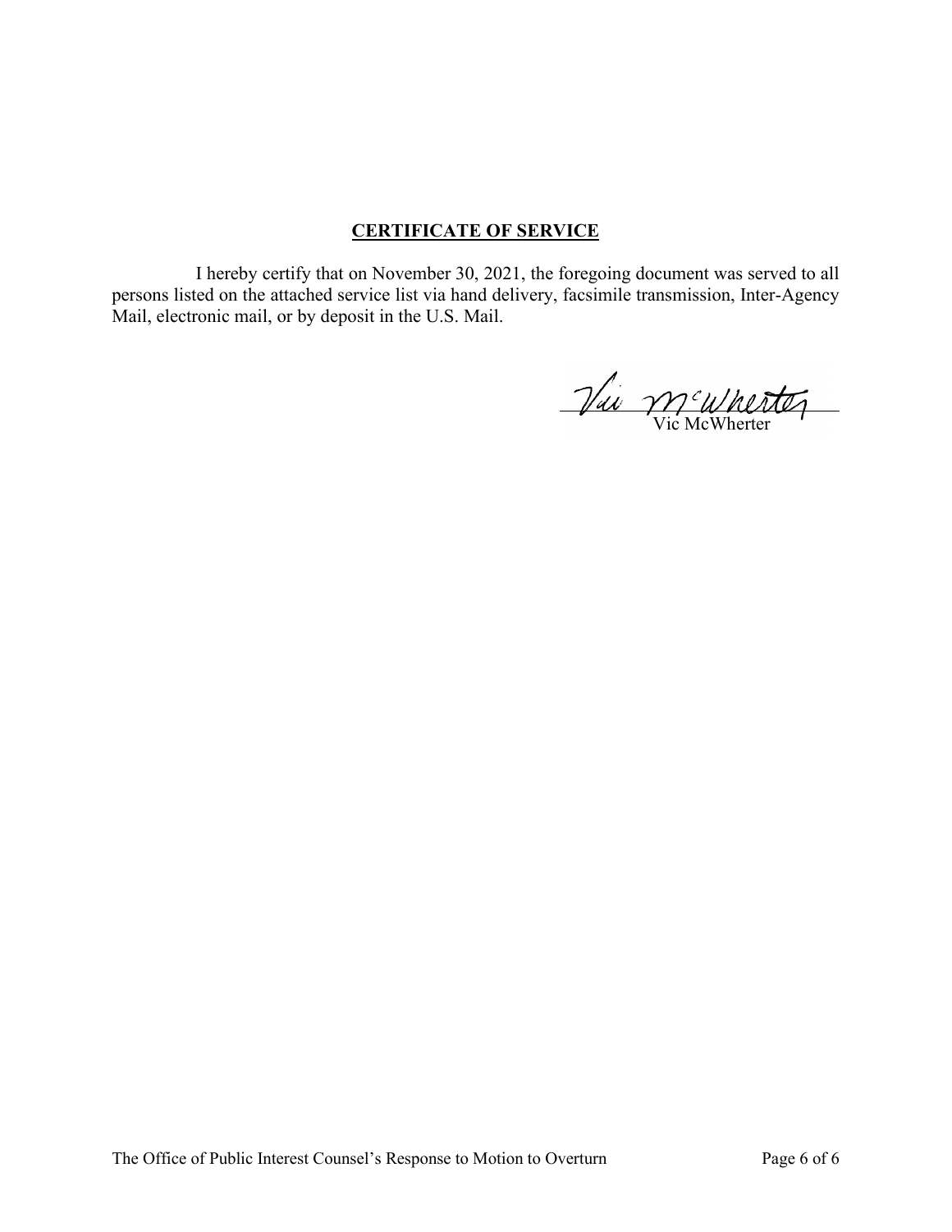## CERTIFICATE OF SERVICE

I hereby certify that on November 30, 2021, the foregoing document was served to all persons listed on the attached service list via hand delivery, facsimile transmission, Inter-Agency Mail, electronic mail, or by deposit in the U.S. Mail.

Vic McWherter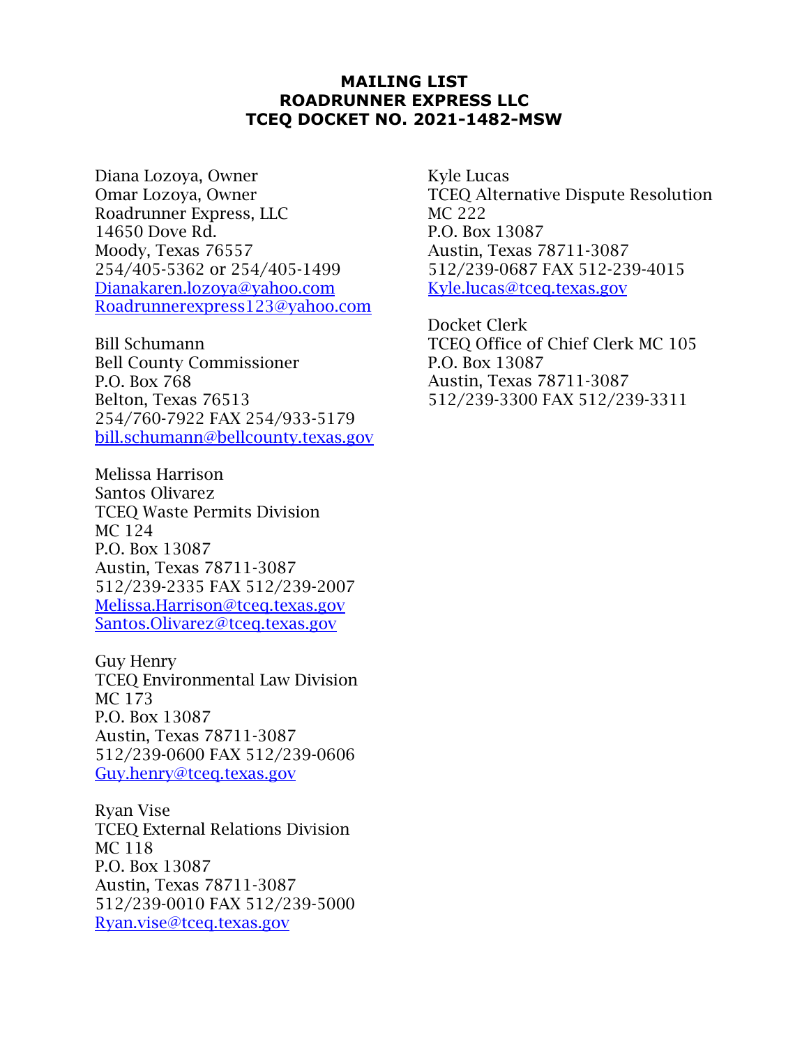# MAILING LIST
# ROADRUNNER EXPRESS LLC
# TCEQ DOCKET NO. 2021-1482-MSW

Diana Lozoya, Owner
Omar Lozoya, Owner
Roadrunner Express, LLC
14650 Dove Rd.
Moody, Texas 76557
254/405-5362 or 254/405-1499
Dianakaren.lozoya@yahoo.com
Roadrunnerexpress123@yahoo.com

Bill Schumann
Bell County Commissioner
P.O. Box 768
Belton, Texas 76513
254/760-7922 FAX 254/933-5179
bill.schumann@bellcounty.texas.gov

Melissa Harrison
Santos Olivarez
TCEQ Waste Permits Division
MC 124
P.O. Box 13087
Austin, Texas 78711-3087
512/239-2335 FAX 512/239-2007
Melissa.Harrison@tceq.texas.gov
Santos.Olivarez@tceq.texas.gov

Guy Henry
TCEQ Environmental Law Division
MC 173
P.O. Box 13087
Austin, Texas 78711-3087
512/239-0600 FAX 512/239-0606
Guy.henry@tceq.texas.gov

Ryan Vise
TCEQ External Relations Division
MC 118
P.O. Box 13087
Austin, Texas 78711-3087
512/239-0010 FAX 512/239-5000
Ryan.vise@tceq.texas.gov

Kyle Lucas
TCEQ Alternative Dispute Resolution
MC 222
P.O. Box 13087
Austin, Texas 78711-3087
512/239-0687 FAX 512-239-4015
Kyle.lucas@tceq.texas.gov

Docket Clerk
TCEQ Office of Chief Clerk MC 105
P.O. Box 13087
Austin, Texas 78711-3087
512/239-3300 FAX 512/239-3311